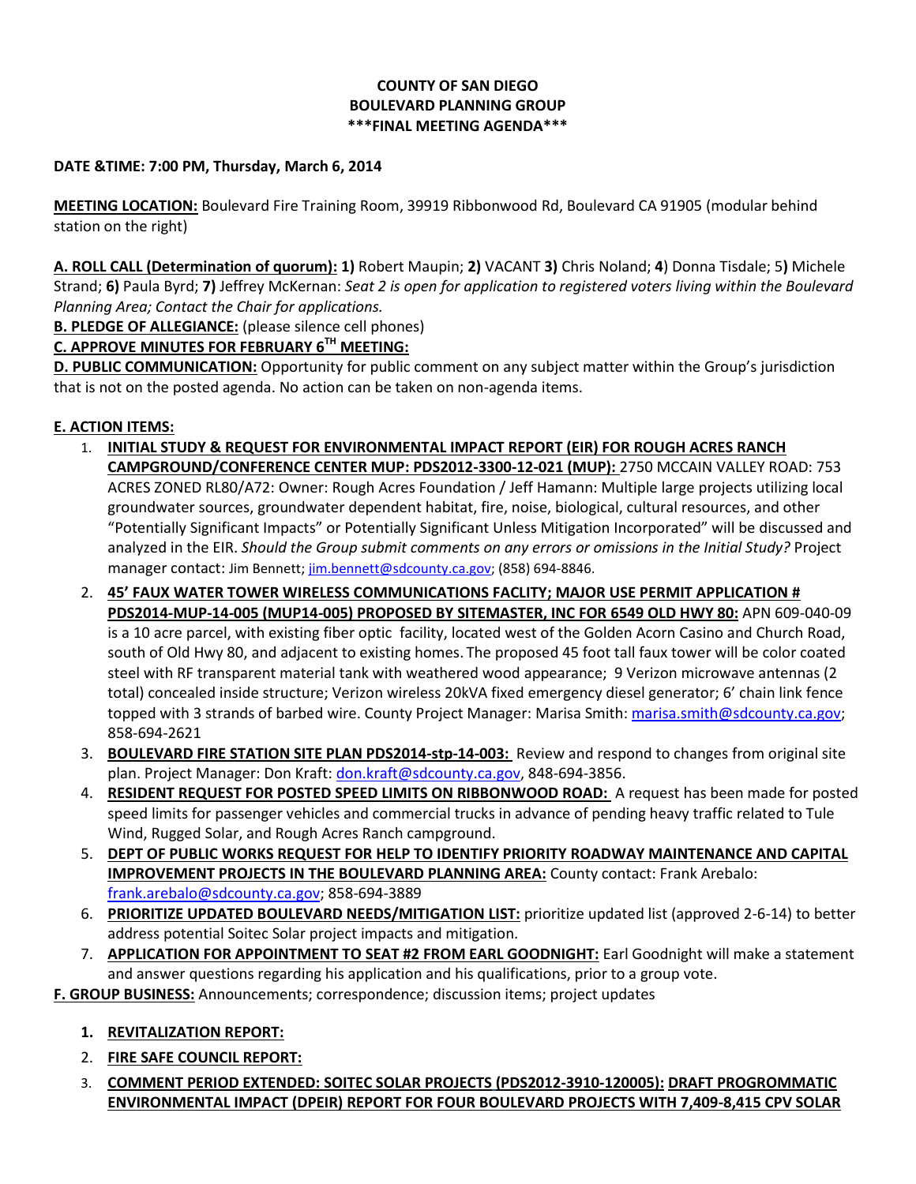**COUNTY OF SAN DIEGO**
**BOULEVARD PLANNING GROUP**
**\*\*\*FINAL MEETING AGENDA\*\*\***

**DATE &TIME: 7:00 PM, Thursday, March 6, 2014**

**MEETING LOCATION:** Boulevard Fire Training Room, 39919 Ribbonwood Rd, Boulevard CA 91905 (modular behind station on the right)

**A. ROLL CALL (Determination of quorum): 1)** Robert Maupin; **2)** VACANT **3)** Chris Noland; **4**) Donna Tisdale; 5**)** Michele Strand; **6)** Paula Byrd; **7)** Jeffrey McKernan: *Seat 2 is open for application to registered voters living within the Boulevard Planning Area; Contact the Chair for applications.*

**B. PLEDGE OF ALLEGIANCE:** (please silence cell phones)

**C. APPROVE MINUTES FOR FEBRUARY 6TH MEETING:**

**D. PUBLIC COMMUNICATION:** Opportunity for public comment on any subject matter within the Group's jurisdiction that is not on the posted agenda. No action can be taken on non-agenda items.

**E. ACTION ITEMS:**

1. **INITIAL STUDY & REQUEST FOR ENVIRONMENTAL IMPACT REPORT (EIR) FOR ROUGH ACRES RANCH CAMPGROUND/CONFERENCE CENTER MUP: PDS2012-3300-12-021 (MUP):** 2750 MCCAIN VALLEY ROAD: 753 ACRES ZONED RL80/A72: Owner: Rough Acres Foundation / Jeff Hamann: Multiple large projects utilizing local groundwater sources, groundwater dependent habitat, fire, noise, biological, cultural resources, and other "Potentially Significant Impacts" or Potentially Significant Unless Mitigation Incorporated" will be discussed and analyzed in the EIR. *Should the Group submit comments on any errors or omissions in the Initial Study?* Project manager contact: Jim Bennett; jim.bennett@sdcounty.ca.gov; (858) 694-8846.
2. **45' FAUX WATER TOWER WIRELESS COMMUNICATIONS FACLITY; MAJOR USE PERMIT APPLICATION # PDS2014-MUP-14-005 (MUP14-005) PROPOSED BY SITEMASTER, INC FOR 6549 OLD HWY 80:** APN 609-040-09 is a 10 acre parcel, with existing fiber optic facility, located west of the Golden Acorn Casino and Church Road, south of Old Hwy 80, and adjacent to existing homes. The proposed 45 foot tall faux tower will be color coated steel with RF transparent material tank with weathered wood appearance; 9 Verizon microwave antennas (2 total) concealed inside structure; Verizon wireless 20kVA fixed emergency diesel generator; 6' chain link fence topped with 3 strands of barbed wire. County Project Manager: Marisa Smith: marisa.smith@sdcounty.ca.gov; 858-694-2621
3. **BOULEVARD FIRE STATION SITE PLAN PDS2014-stp-14-003:** Review and respond to changes from original site plan. Project Manager: Don Kraft: don.kraft@sdcounty.ca.gov, 848-694-3856.
4. **RESIDENT REQUEST FOR POSTED SPEED LIMITS ON RIBBONWOOD ROAD:** A request has been made for posted speed limits for passenger vehicles and commercial trucks in advance of pending heavy traffic related to Tule Wind, Rugged Solar, and Rough Acres Ranch campground.
5. **DEPT OF PUBLIC WORKS REQUEST FOR HELP TO IDENTIFY PRIORITY ROADWAY MAINTENANCE AND CAPITAL IMPROVEMENT PROJECTS IN THE BOULEVARD PLANNING AREA:** County contact: Frank Arebalo: frank.arebalo@sdcounty.ca.gov; 858-694-3889
6. **PRIORITIZE UPDATED BOULEVARD NEEDS/MITIGATION LIST:** prioritize updated list (approved 2-6-14) to better address potential Soitec Solar project impacts and mitigation.
7. **APPLICATION FOR APPOINTMENT TO SEAT #2 FROM EARL GOODNIGHT:** Earl Goodnight will make a statement and answer questions regarding his application and his qualifications, prior to a group vote.

**F. GROUP BUSINESS:** Announcements; correspondence; discussion items; project updates

1. **REVITALIZATION REPORT:**
2. **FIRE SAFE COUNCIL REPORT:**
3. **COMMENT PERIOD EXTENDED: SOITEC SOLAR PROJECTS (PDS2012-3910-120005): DRAFT PROGROMMATIC ENVIRONMENTAL IMPACT (DPEIR) REPORT FOR FOUR BOULEVARD PROJECTS WITH 7,409-8,415 CPV SOLAR**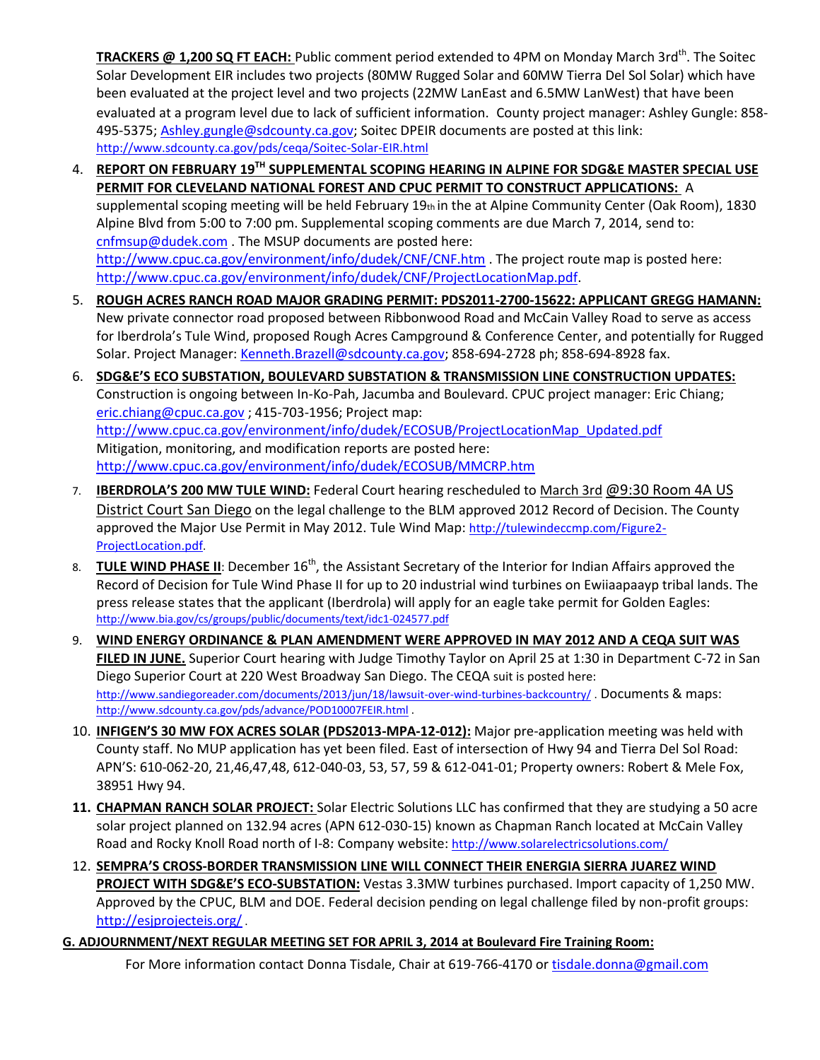**TRACKERS @ 1,200 SQ FT EACH:** Public comment period extended to 4PM on Monday March 3rd. The Soitec Solar Development EIR includes two projects (80MW Rugged Solar and 60MW Tierra Del Sol Solar) which have been evaluated at the project level and two projects (22MW LanEast and 6.5MW LanWest) that have been evaluated at a program level due to lack of sufficient information. County project manager: Ashley Gungle: 858-495-5375; Ashley.gungle@sdcounty.ca.gov; Soitec DPEIR documents are posted at this link: http://www.sdcounty.ca.gov/pds/ceqa/Soitec-Solar-EIR.html

4. **REPORT ON FEBRUARY 19TH SUPPLEMENTAL SCOPING HEARING IN ALPINE FOR SDG&E MASTER SPECIAL USE PERMIT FOR CLEVELAND NATIONAL FOREST AND CPUC PERMIT TO CONSTRUCT APPLICATIONS:** A supplemental scoping meeting will be held February 19th in the at Alpine Community Center (Oak Room), 1830 Alpine Blvd from 5:00 to 7:00 pm. Supplemental scoping comments are due March 7, 2014, send to: cnfmsup@dudek.com . The MSUP documents are posted here: http://www.cpuc.ca.gov/environment/info/dudek/CNF/CNF.htm . The project route map is posted here: http://www.cpuc.ca.gov/environment/info/dudek/CNF/ProjectLocationMap.pdf.
5. **ROUGH ACRES RANCH ROAD MAJOR GRADING PERMIT: PDS2011-2700-15622: APPLICANT GREGG HAMANN:** New private connector road proposed between Ribbonwood Road and McCain Valley Road to serve as access for Iberdrola's Tule Wind, proposed Rough Acres Campground & Conference Center, and potentially for Rugged Solar. Project Manager: Kenneth.Brazell@sdcounty.ca.gov; 858-694-2728 ph; 858-694-8928 fax.
6. **SDG&E'S ECO SUBSTATION, BOULEVARD SUBSTATION & TRANSMISSION LINE CONSTRUCTION UPDATES:** Construction is ongoing between In-Ko-Pah, Jacumba and Boulevard. CPUC project manager: Eric Chiang; eric.chiang@cpuc.ca.gov ; 415-703-1956; Project map: http://www.cpuc.ca.gov/environment/info/dudek/ECOSUB/ProjectLocationMap_Updated.pdf Mitigation, monitoring, and modification reports are posted here: http://www.cpuc.ca.gov/environment/info/dudek/ECOSUB/MMCRP.htm
7. **IBERDROLA'S 200 MW TULE WIND:** Federal Court hearing rescheduled to March 3rd @9:30 Room 4A US District Court San Diego on the legal challenge to the BLM approved 2012 Record of Decision. The County approved the Major Use Permit in May 2012. Tule Wind Map: http://tulewindeccmp.com/Figure2-ProjectLocation.pdf.
8. **TULE WIND PHASE II**: December 16th, the Assistant Secretary of the Interior for Indian Affairs approved the Record of Decision for Tule Wind Phase II for up to 20 industrial wind turbines on Ewiiaapaayp tribal lands. The press release states that the applicant (Iberdrola) will apply for an eagle take permit for Golden Eagles: http://www.bia.gov/cs/groups/public/documents/text/idc1-024577.pdf
9. **WIND ENERGY ORDINANCE & PLAN AMENDMENT WERE APPROVED IN MAY 2012 AND A CEQA SUIT WAS FILED IN JUNE.** Superior Court hearing with Judge Timothy Taylor on April 25 at 1:30 in Department C-72 in San Diego Superior Court at 220 West Broadway San Diego. The CEQA suit is posted here: http://www.sandiegoreader.com/documents/2013/jun/18/lawsuit-over-wind-turbines-backcountry/ . Documents & maps: http://www.sdcounty.ca.gov/pds/advance/POD10007FEIR.html .
10. **INFIGEN'S 30 MW FOX ACRES SOLAR (PDS2013-MPA-12-012):** Major pre-application meeting was held with County staff. No MUP application has yet been filed. East of intersection of Hwy 94 and Tierra Del Sol Road: APN'S: 610-062-20, 21,46,47,48, 612-040-03, 53, 57, 59 & 612-041-01; Property owners: Robert & Mele Fox, 38951 Hwy 94.
11. **CHAPMAN RANCH SOLAR PROJECT:** Solar Electric Solutions LLC has confirmed that they are studying a 50 acre solar project planned on 132.94 acres (APN 612-030-15) known as Chapman Ranch located at McCain Valley Road and Rocky Knoll Road north of I-8: Company website: http://www.solarelectricsolutions.com/
12. **SEMPRA'S CROSS-BORDER TRANSMISSION LINE WILL CONNECT THEIR ENERGIA SIERRA JUAREZ WIND PROJECT WITH SDG&E'S ECO-SUBSTATION:** Vestas 3.3MW turbines purchased. Import capacity of 1,250 MW. Approved by the CPUC, BLM and DOE. Federal decision pending on legal challenge filed by non-profit groups: http://esjprojecteis.org/ .

**G. ADJOURNMENT/NEXT REGULAR MEETING SET FOR APRIL 3, 2014 at Boulevard Fire Training Room:**

For More information contact Donna Tisdale, Chair at 619-766-4170 or tisdale.donna@gmail.com